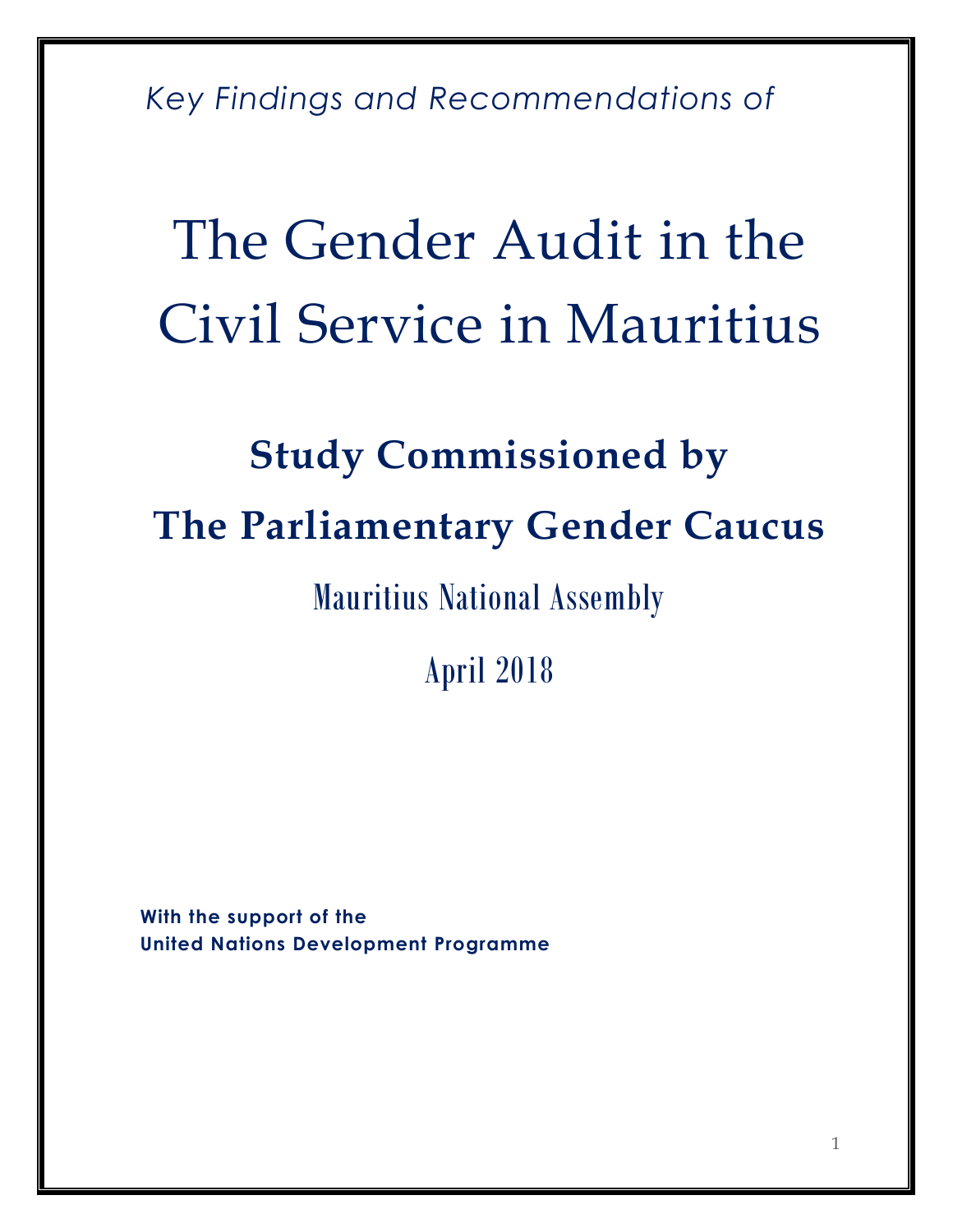*Key Findings and Recommendations of*

# The Gender Audit in the Civil Service in Mauritius

## Study Commissioned by The Parliamentary Gender Caucus

Mauritius National Assembly

April 2018

**With the support of the United Nations Development Programme**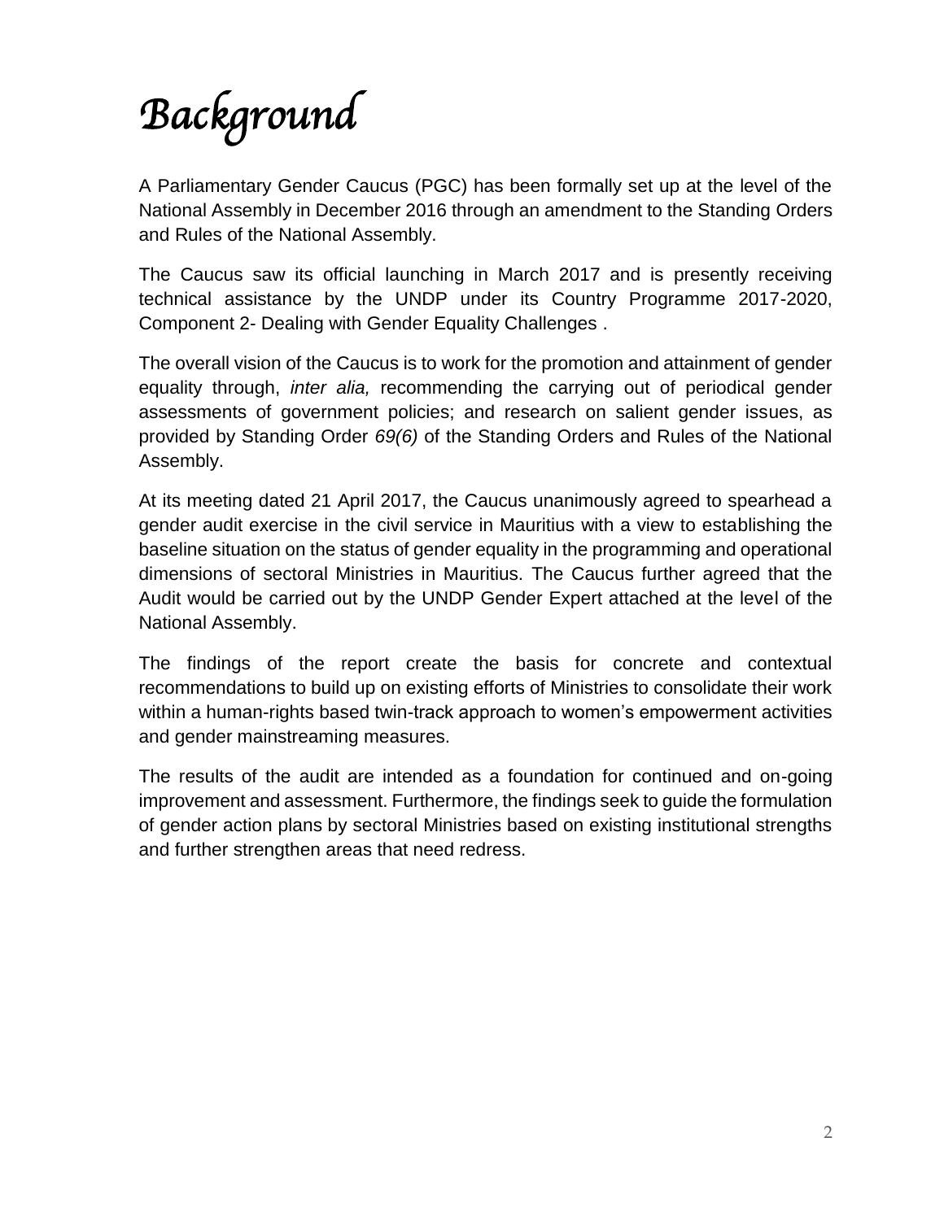# Background

A Parliamentary Gender Caucus (PGC) has been formally set up at the level of the National Assembly in December 2016 through an amendment to the Standing Orders and Rules of the National Assembly.

The Caucus saw its official launching in March 2017 and is presently receiving technical assistance by the UNDP under its Country Programme 2017-2020, Component 2- Dealing with Gender Equality Challenges .

The overall vision of the Caucus is to work for the promotion and attainment of gender equality through, *inter alia,* recommending the carrying out of periodical gender assessments of government policies; and research on salient gender issues, as provided by Standing Order *69(6)* of the Standing Orders and Rules of the National Assembly.

At its meeting dated 21 April 2017, the Caucus unanimously agreed to spearhead a gender audit exercise in the civil service in Mauritius with a view to establishing the baseline situation on the status of gender equality in the programming and operational dimensions of sectoral Ministries in Mauritius. The Caucus further agreed that the Audit would be carried out by the UNDP Gender Expert attached at the level of the National Assembly.

The findings of the report create the basis for concrete and contextual recommendations to build up on existing efforts of Ministries to consolidate their work within a human-rights based twin-track approach to women's empowerment activities and gender mainstreaming measures.

The results of the audit are intended as a foundation for continued and on-going improvement and assessment. Furthermore, the findings seek to guide the formulation of gender action plans by sectoral Ministries based on existing institutional strengths and further strengthen areas that need redress.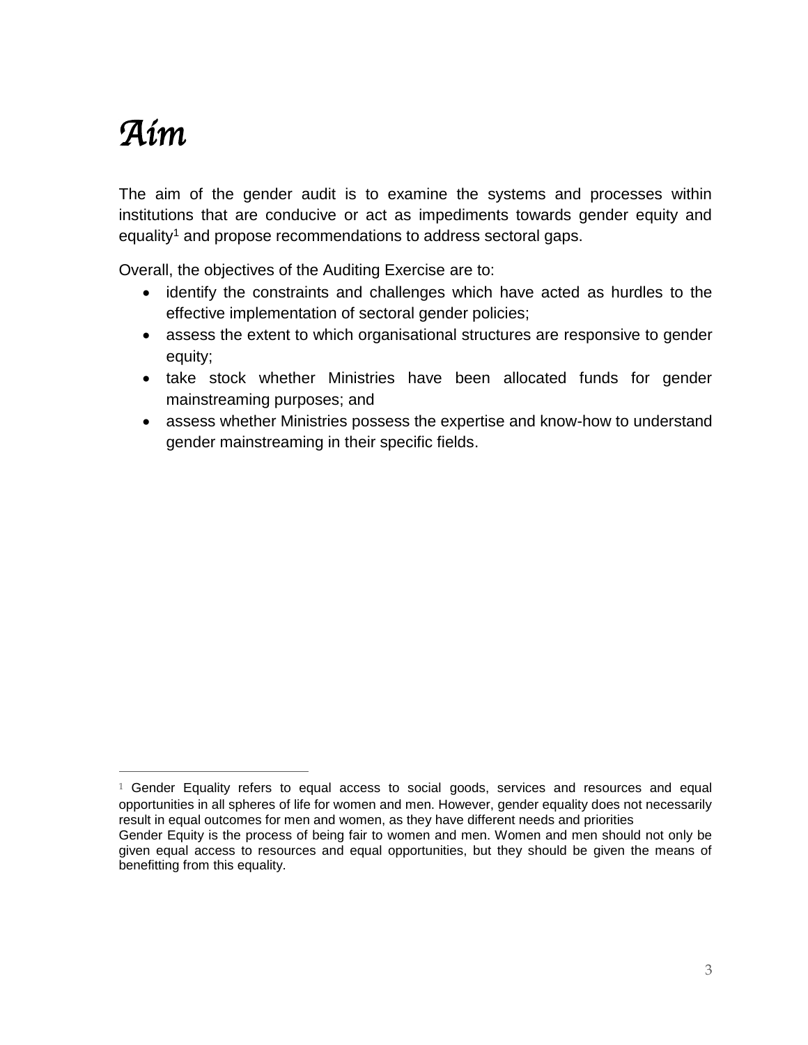# Aim

The aim of the gender audit is to examine the systems and processes within institutions that are conducive or act as impediments towards gender equity and equality[1] and propose recommendations to address sectoral gaps.

Overall, the objectives of the Auditing Exercise are to:

- identify the constraints and challenges which have acted as hurdles to the effective implementation of sectoral gender policies;
- assess the extent to which organisational structures are responsive to gender equity;
- take stock whether Ministries have been allocated funds for gender mainstreaming purposes; and
- assess whether Ministries possess the expertise and know-how to understand gender mainstreaming in their specific fields.

---

[1] Gender Equality refers to equal access to social goods, services and resources and equal opportunities in all spheres of life for women and men. However, gender equality does not necessarily result in equal outcomes for men and women, as they have different needs and priorities

Gender Equity is the process of being fair to women and men. Women and men should not only be given equal access to resources and equal opportunities, but they should be given the means of benefitting from this equality.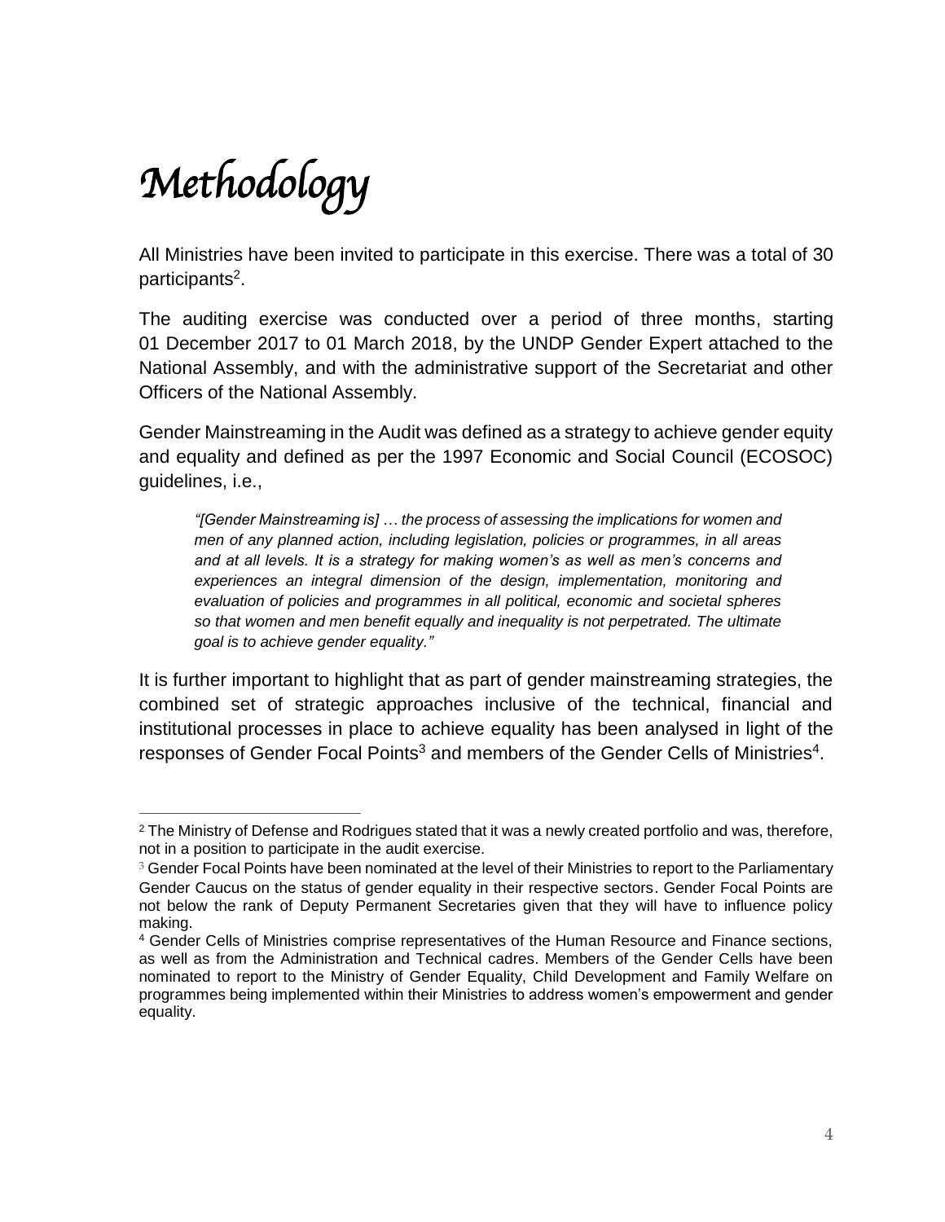# Methodology

All Ministries have been invited to participate in this exercise. There was a total of 30 participants[2].

The auditing exercise was conducted over a period of three months, starting 01 December 2017 to 01 March 2018, by the UNDP Gender Expert attached to the National Assembly, and with the administrative support of the Secretariat and other Officers of the National Assembly.

Gender Mainstreaming in the Audit was defined as a strategy to achieve gender equity and equality and defined as per the 1997 Economic and Social Council (ECOSOC) guidelines, i.e.,

> *"[Gender Mainstreaming is] … the process of assessing the implications for women and men of any planned action, including legislation, policies or programmes, in all areas and at all levels. It is a strategy for making women's as well as men's concerns and experiences an integral dimension of the design, implementation, monitoring and evaluation of policies and programmes in all political, economic and societal spheres so that women and men benefit equally and inequality is not perpetrated. The ultimate goal is to achieve gender equality."*

It is further important to highlight that as part of gender mainstreaming strategies, the combined set of strategic approaches inclusive of the technical, financial and institutional processes in place to achieve equality has been analysed in light of the responses of Gender Focal Points[3] and members of the Gender Cells of Ministries[4].

---

[2] The Ministry of Defense and Rodrigues stated that it was a newly created portfolio and was, therefore, not in a position to participate in the audit exercise.

[3] Gender Focal Points have been nominated at the level of their Ministries to report to the Parliamentary Gender Caucus on the status of gender equality in their respective sectors. Gender Focal Points are not below the rank of Deputy Permanent Secretaries given that they will have to influence policy making.

[4] Gender Cells of Ministries comprise representatives of the Human Resource and Finance sections, as well as from the Administration and Technical cadres. Members of the Gender Cells have been nominated to report to the Ministry of Gender Equality, Child Development and Family Welfare on programmes being implemented within their Ministries to address women's empowerment and gender equality.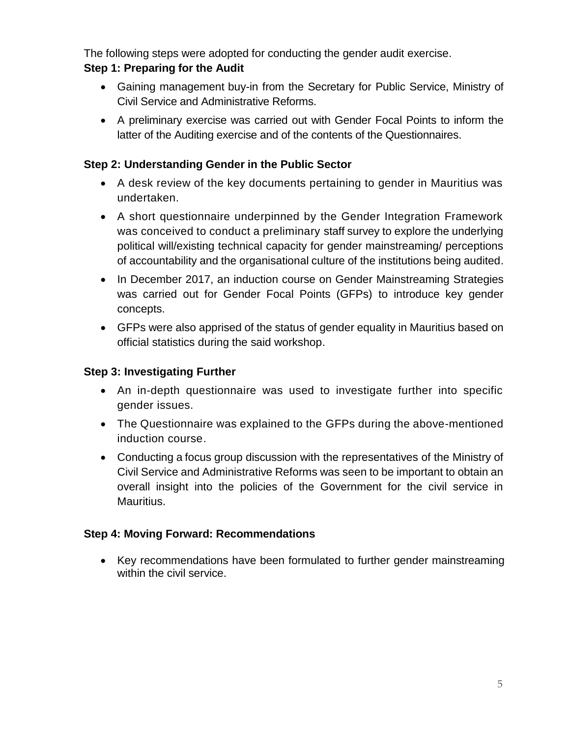The following steps were adopted for conducting the gender audit exercise.

**Step 1: Preparing for the Audit**

- Gaining management buy-in from the Secretary for Public Service, Ministry of Civil Service and Administrative Reforms.
- A preliminary exercise was carried out with Gender Focal Points to inform the latter of the Auditing exercise and of the contents of the Questionnaires.

**Step 2: Understanding Gender in the Public Sector**

- A desk review of the key documents pertaining to gender in Mauritius was undertaken.
- A short questionnaire underpinned by the Gender Integration Framework was conceived to conduct a preliminary staff survey to explore the underlying political will/existing technical capacity for gender mainstreaming/ perceptions of accountability and the organisational culture of the institutions being audited.
- In December 2017, an induction course on Gender Mainstreaming Strategies was carried out for Gender Focal Points (GFPs) to introduce key gender concepts.
- GFPs were also apprised of the status of gender equality in Mauritius based on official statistics during the said workshop.

**Step 3: Investigating Further**

- An in-depth questionnaire was used to investigate further into specific gender issues.
- The Questionnaire was explained to the GFPs during the above-mentioned induction course.
- Conducting a focus group discussion with the representatives of the Ministry of Civil Service and Administrative Reforms was seen to be important to obtain an overall insight into the policies of the Government for the civil service in Mauritius.

**Step 4: Moving Forward: Recommendations**

- Key recommendations have been formulated to further gender mainstreaming within the civil service.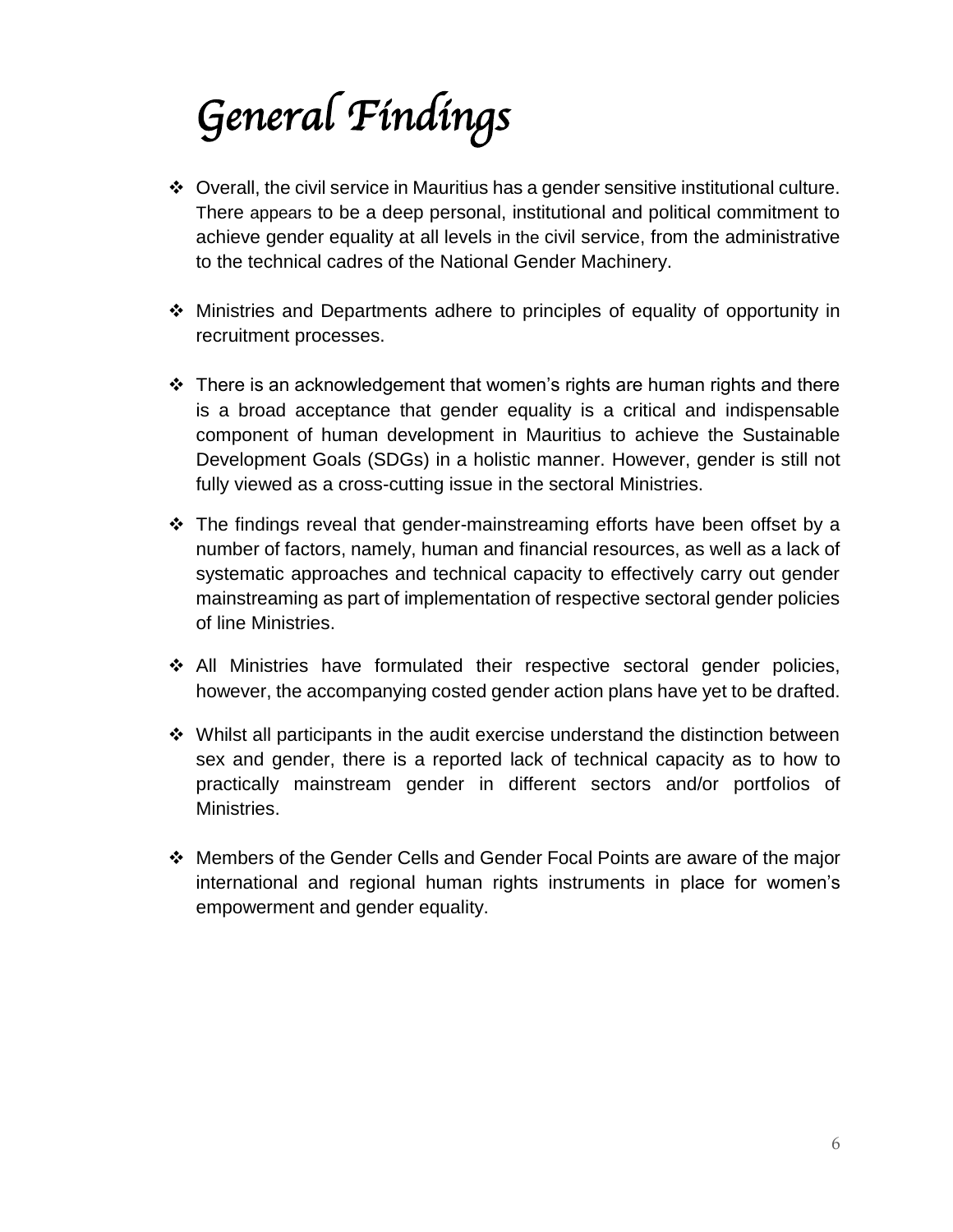# General Findings

- Overall, the civil service in Mauritius has a gender sensitive institutional culture. There appears to be a deep personal, institutional and political commitment to achieve gender equality at all levels in the civil service, from the administrative to the technical cadres of the National Gender Machinery.

- Ministries and Departments adhere to principles of equality of opportunity in recruitment processes.

- There is an acknowledgement that women's rights are human rights and there is a broad acceptance that gender equality is a critical and indispensable component of human development in Mauritius to achieve the Sustainable Development Goals (SDGs) in a holistic manner. However, gender is still not fully viewed as a cross-cutting issue in the sectoral Ministries.

- The findings reveal that gender-mainstreaming efforts have been offset by a number of factors, namely, human and financial resources, as well as a lack of systematic approaches and technical capacity to effectively carry out gender mainstreaming as part of implementation of respective sectoral gender policies of line Ministries.

- All Ministries have formulated their respective sectoral gender policies, however, the accompanying costed gender action plans have yet to be drafted.

- Whilst all participants in the audit exercise understand the distinction between sex and gender, there is a reported lack of technical capacity as to how to practically mainstream gender in different sectors and/or portfolios of Ministries.

- Members of the Gender Cells and Gender Focal Points are aware of the major international and regional human rights instruments in place for women's empowerment and gender equality.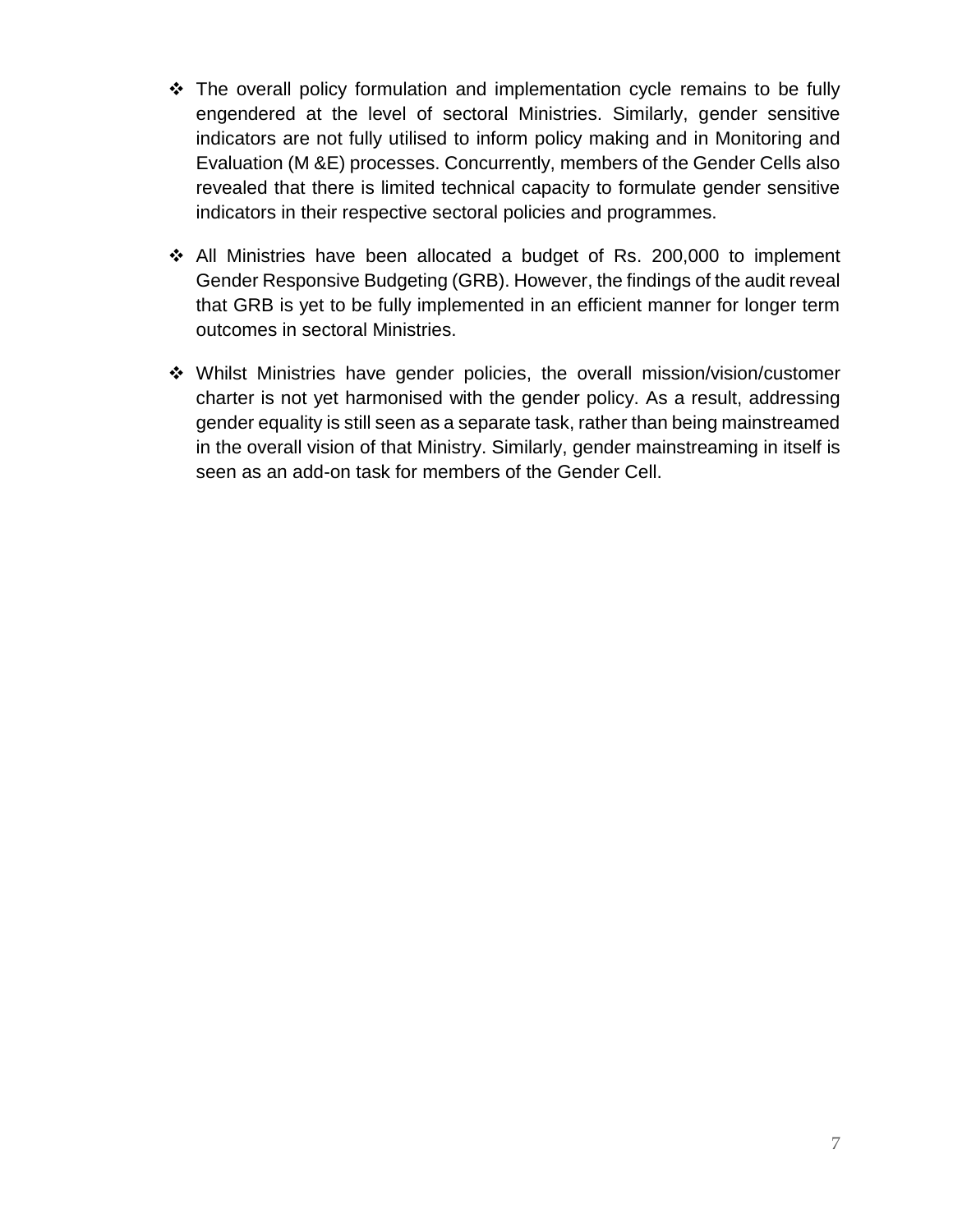- The overall policy formulation and implementation cycle remains to be fully engendered at the level of sectoral Ministries. Similarly, gender sensitive indicators are not fully utilised to inform policy making and in Monitoring and Evaluation (M &E) processes. Concurrently, members of the Gender Cells also revealed that there is limited technical capacity to formulate gender sensitive indicators in their respective sectoral policies and programmes.

- All Ministries have been allocated a budget of Rs. 200,000 to implement Gender Responsive Budgeting (GRB). However, the findings of the audit reveal that GRB is yet to be fully implemented in an efficient manner for longer term outcomes in sectoral Ministries.

- Whilst Ministries have gender policies, the overall mission/vision/customer charter is not yet harmonised with the gender policy. As a result, addressing gender equality is still seen as a separate task, rather than being mainstreamed in the overall vision of that Ministry. Similarly, gender mainstreaming in itself is seen as an add-on task for members of the Gender Cell.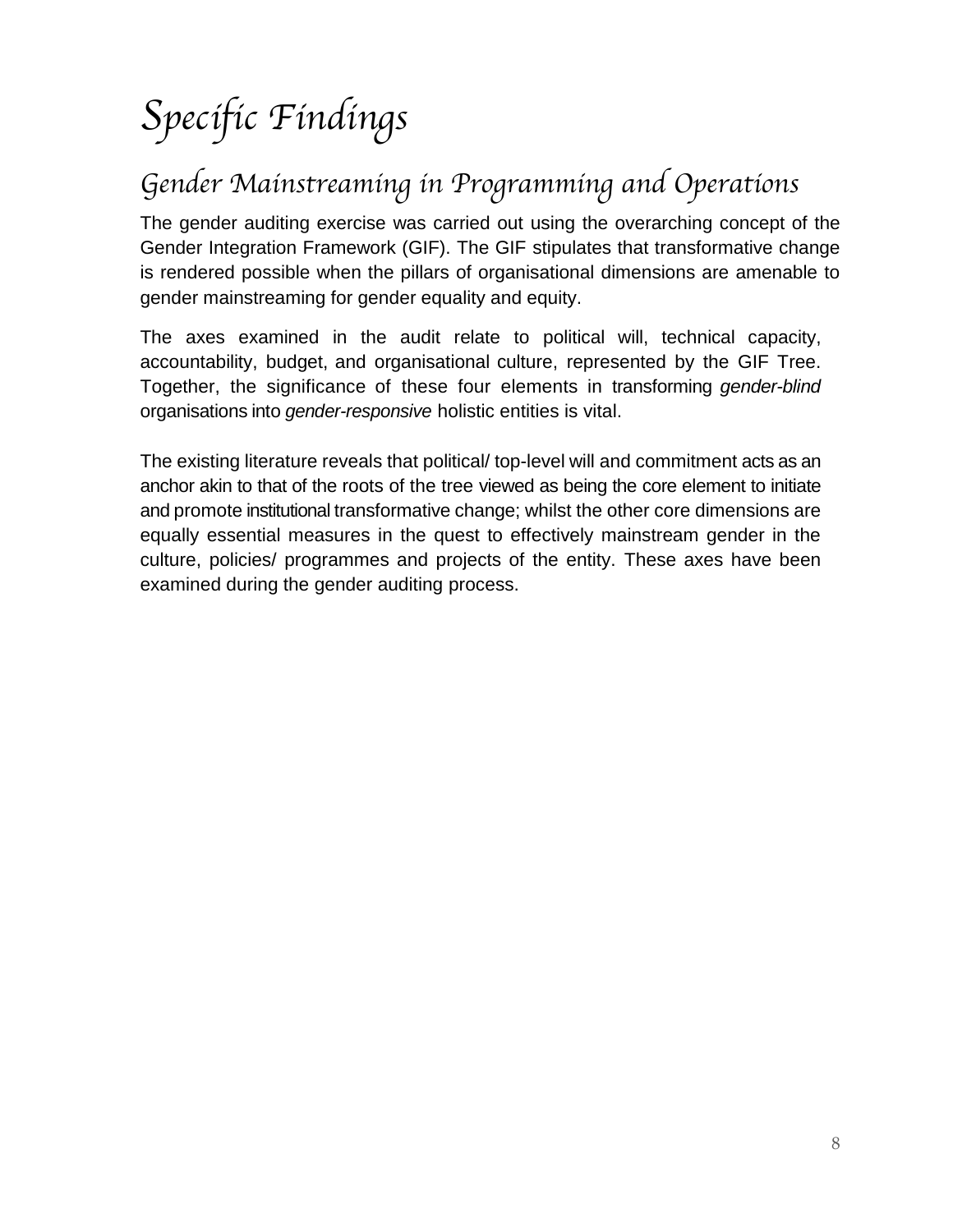# Specific Findings

## Gender Mainstreaming in Programming and Operations

The gender auditing exercise was carried out using the overarching concept of the Gender Integration Framework (GIF). The GIF stipulates that transformative change is rendered possible when the pillars of organisational dimensions are amenable to gender mainstreaming for gender equality and equity.

The axes examined in the audit relate to political will, technical capacity, accountability, budget, and organisational culture, represented by the GIF Tree. Together, the significance of these four elements in transforming *gender-blind* organisations into *gender-responsive* holistic entities is vital.

The existing literature reveals that political/ top-level will and commitment acts as an anchor akin to that of the roots of the tree viewed as being the core element to initiate and promote institutional transformative change; whilst the other core dimensions are equally essential measures in the quest to effectively mainstream gender in the culture, policies/ programmes and projects of the entity. These axes have been examined during the gender auditing process.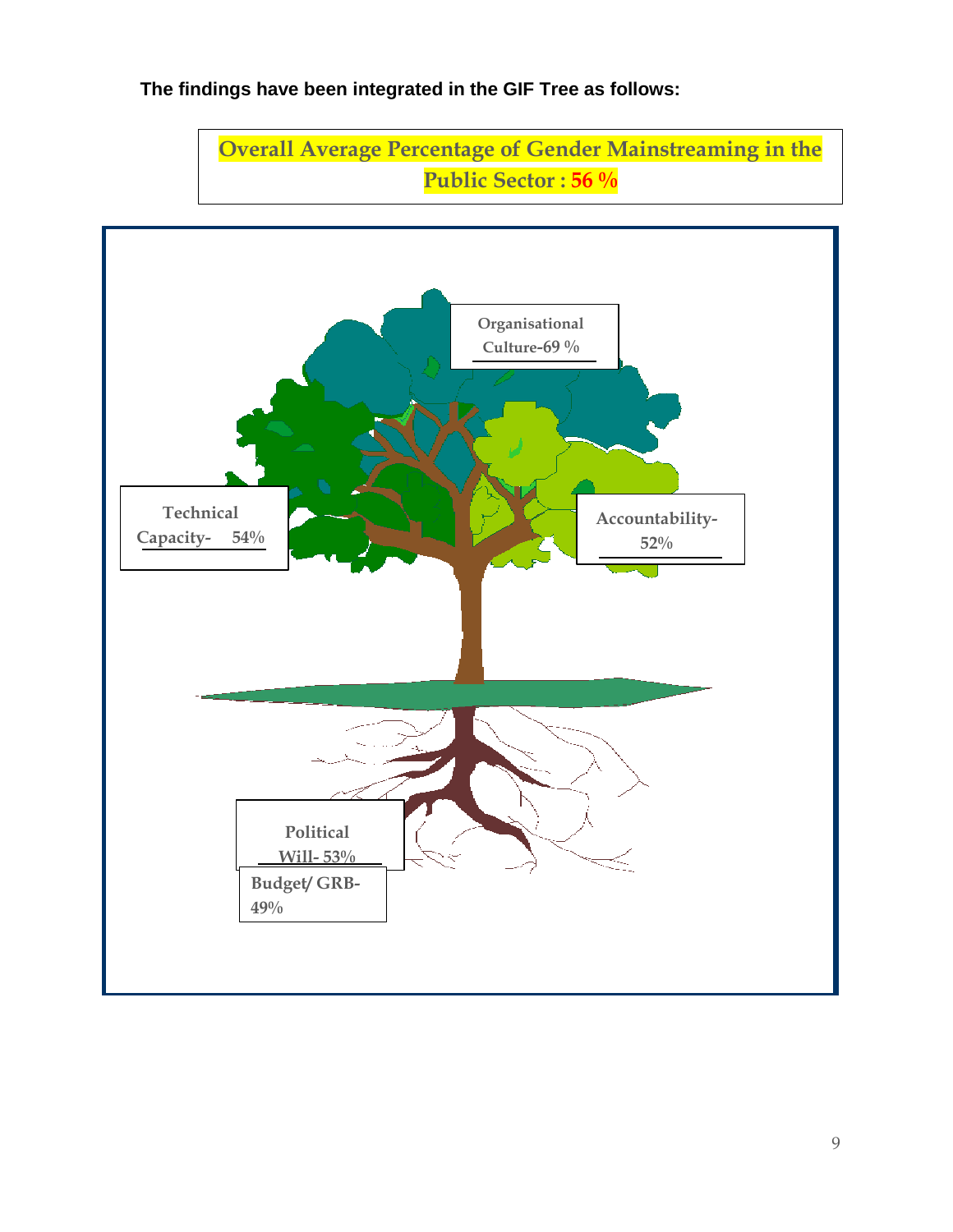**The findings have been integrated in the GIF Tree as follows:**

**Overall Average Percentage of Gender Mainstreaming in the Public Sector : 56 %**

Organisational Culture-69 %

Technical Capacity- 54%

Accountability- 52%

Political Will- 53%

Budget/ GRB- 49%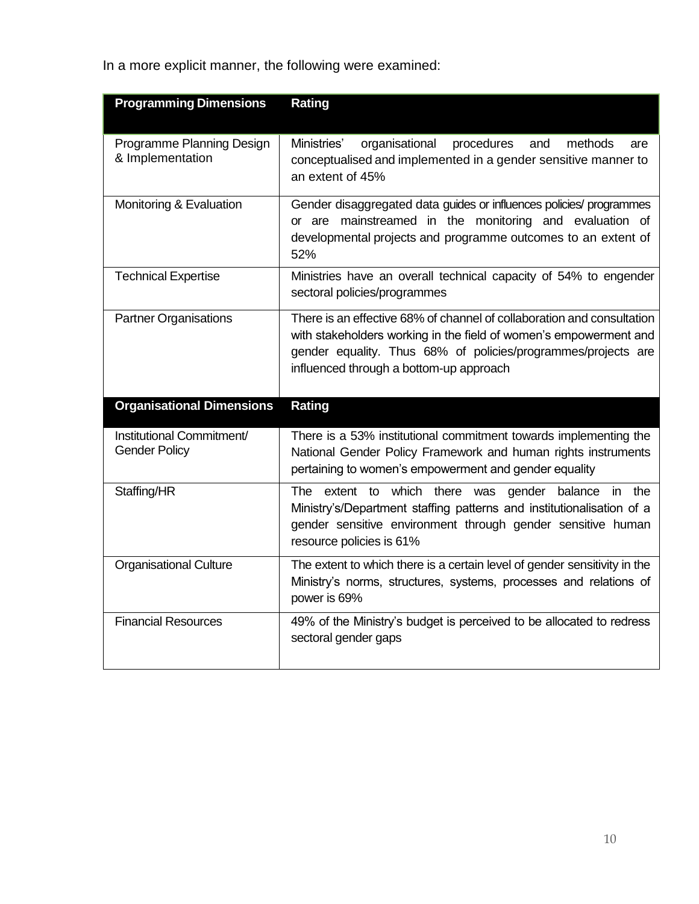In a more explicit manner, the following were examined:

| Programming Dimensions | Rating |
|---|---|
| Programme Planning Design & Implementation | Ministries' organisational procedures and methods are conceptualised and implemented in a gender sensitive manner to an extent of 45% |
| Monitoring & Evaluation | Gender disaggregated data guides or influences policies/ programmes or are mainstreamed in the monitoring and evaluation of developmental projects and programme outcomes to an extent of 52% |
| Technical Expertise | Ministries have an overall technical capacity of 54% to engender sectoral policies/programmes |
| Partner Organisations | There is an effective 68% of channel of collaboration and consultation with stakeholders working in the field of women's empowerment and gender equality. Thus 68% of policies/programmes/projects are influenced through a bottom-up approach |
| **Organisational Dimensions** | **Rating** |
| Institutional Commitment/ Gender Policy | There is a 53% institutional commitment towards implementing the National Gender Policy Framework and human rights instruments pertaining to women's empowerment and gender equality |
| Staffing/HR | The extent to which there was gender balance in the Ministry's/Department staffing patterns and institutionalisation of a gender sensitive environment through gender sensitive human resource policies is 61% |
| Organisational Culture | The extent to which there is a certain level of gender sensitivity in the Ministry's norms, structures, systems, processes and relations of power is 69% |
| Financial Resources | 49% of the Ministry's budget is perceived to be allocated to redress sectoral gender gaps |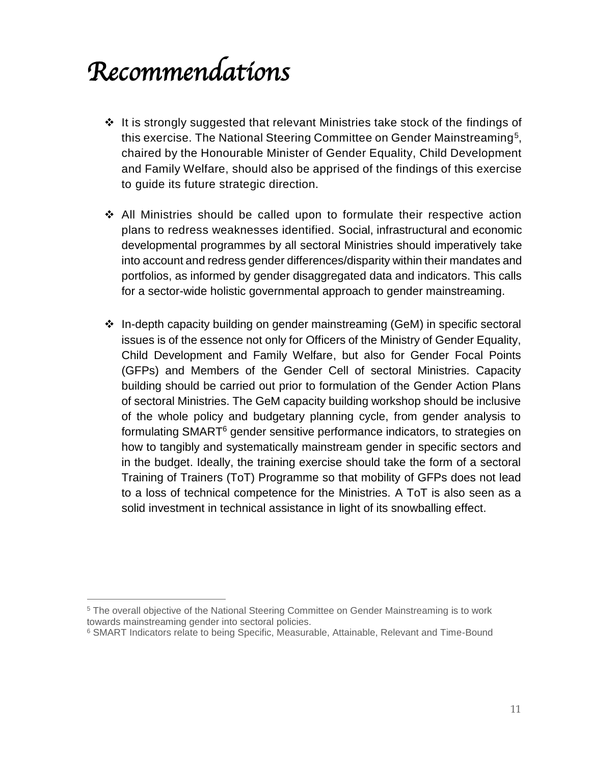# Recommendations

- It is strongly suggested that relevant Ministries take stock of the findings of this exercise. The National Steering Committee on Gender Mainstreaming[5], chaired by the Honourable Minister of Gender Equality, Child Development and Family Welfare, should also be apprised of the findings of this exercise to guide its future strategic direction.

- All Ministries should be called upon to formulate their respective action plans to redress weaknesses identified. Social, infrastructural and economic developmental programmes by all sectoral Ministries should imperatively take into account and redress gender differences/disparity within their mandates and portfolios, as informed by gender disaggregated data and indicators. This calls for a sector-wide holistic governmental approach to gender mainstreaming.

- In-depth capacity building on gender mainstreaming (GeM) in specific sectoral issues is of the essence not only for Officers of the Ministry of Gender Equality, Child Development and Family Welfare, but also for Gender Focal Points (GFPs) and Members of the Gender Cell of sectoral Ministries. Capacity building should be carried out prior to formulation of the Gender Action Plans of sectoral Ministries. The GeM capacity building workshop should be inclusive of the whole policy and budgetary planning cycle, from gender analysis to formulating SMART[6] gender sensitive performance indicators, to strategies on how to tangibly and systematically mainstream gender in specific sectors and in the budget. Ideally, the training exercise should take the form of a sectoral Training of Trainers (ToT) Programme so that mobility of GFPs does not lead to a loss of technical competence for the Ministries. A ToT is also seen as a solid investment in technical assistance in light of its snowballing effect.

---

[5] The overall objective of the National Steering Committee on Gender Mainstreaming is to work towards mainstreaming gender into sectoral policies.

[6] SMART Indicators relate to being Specific, Measurable, Attainable, Relevant and Time-Bound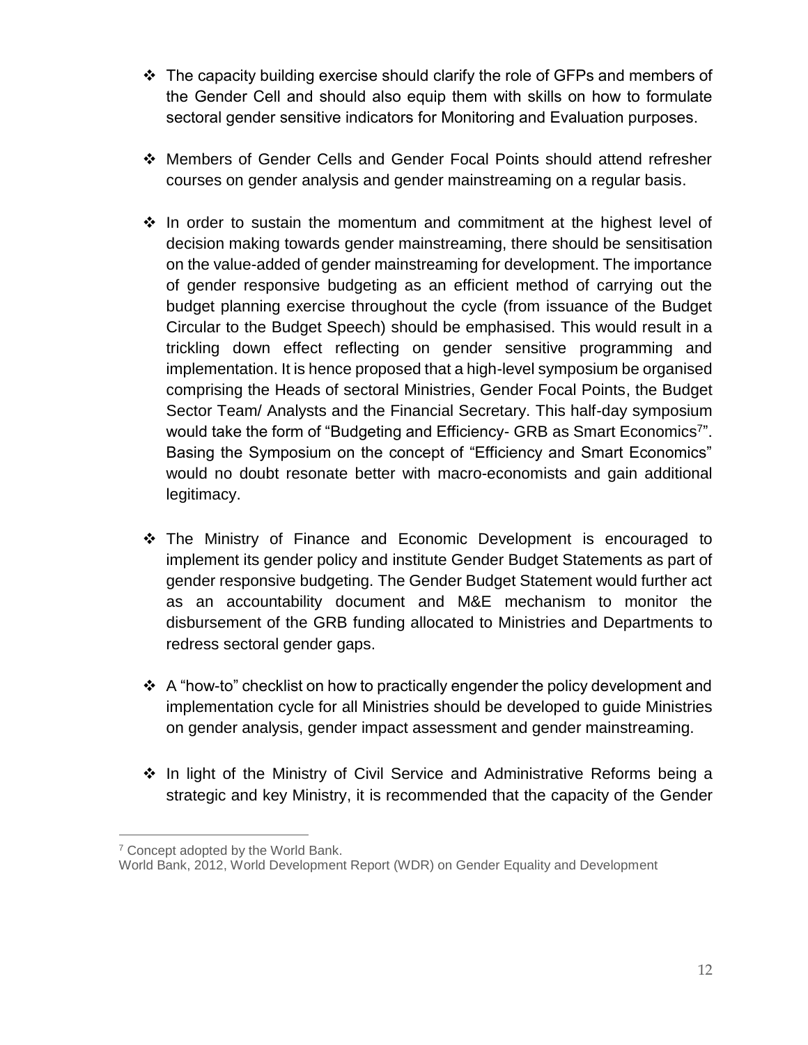- The capacity building exercise should clarify the role of GFPs and members of the Gender Cell and should also equip them with skills on how to formulate sectoral gender sensitive indicators for Monitoring and Evaluation purposes.

- Members of Gender Cells and Gender Focal Points should attend refresher courses on gender analysis and gender mainstreaming on a regular basis.

- In order to sustain the momentum and commitment at the highest level of decision making towards gender mainstreaming, there should be sensitisation on the value-added of gender mainstreaming for development. The importance of gender responsive budgeting as an efficient method of carrying out the budget planning exercise throughout the cycle (from issuance of the Budget Circular to the Budget Speech) should be emphasised. This would result in a trickling down effect reflecting on gender sensitive programming and implementation. It is hence proposed that a high-level symposium be organised comprising the Heads of sectoral Ministries, Gender Focal Points, the Budget Sector Team/ Analysts and the Financial Secretary. This half-day symposium would take the form of "Budgeting and Efficiency- GRB as Smart Economics[7]". Basing the Symposium on the concept of "Efficiency and Smart Economics" would no doubt resonate better with macro-economists and gain additional legitimacy.

- The Ministry of Finance and Economic Development is encouraged to implement its gender policy and institute Gender Budget Statements as part of gender responsive budgeting. The Gender Budget Statement would further act as an accountability document and M&E mechanism to monitor the disbursement of the GRB funding allocated to Ministries and Departments to redress sectoral gender gaps.

- A "how-to" checklist on how to practically engender the policy development and implementation cycle for all Ministries should be developed to guide Ministries on gender analysis, gender impact assessment and gender mainstreaming.

- In light of the Ministry of Civil Service and Administrative Reforms being a strategic and key Ministry, it is recommended that the capacity of the Gender

---

[7] Concept adopted by the World Bank.
World Bank, 2012, World Development Report (WDR) on Gender Equality and Development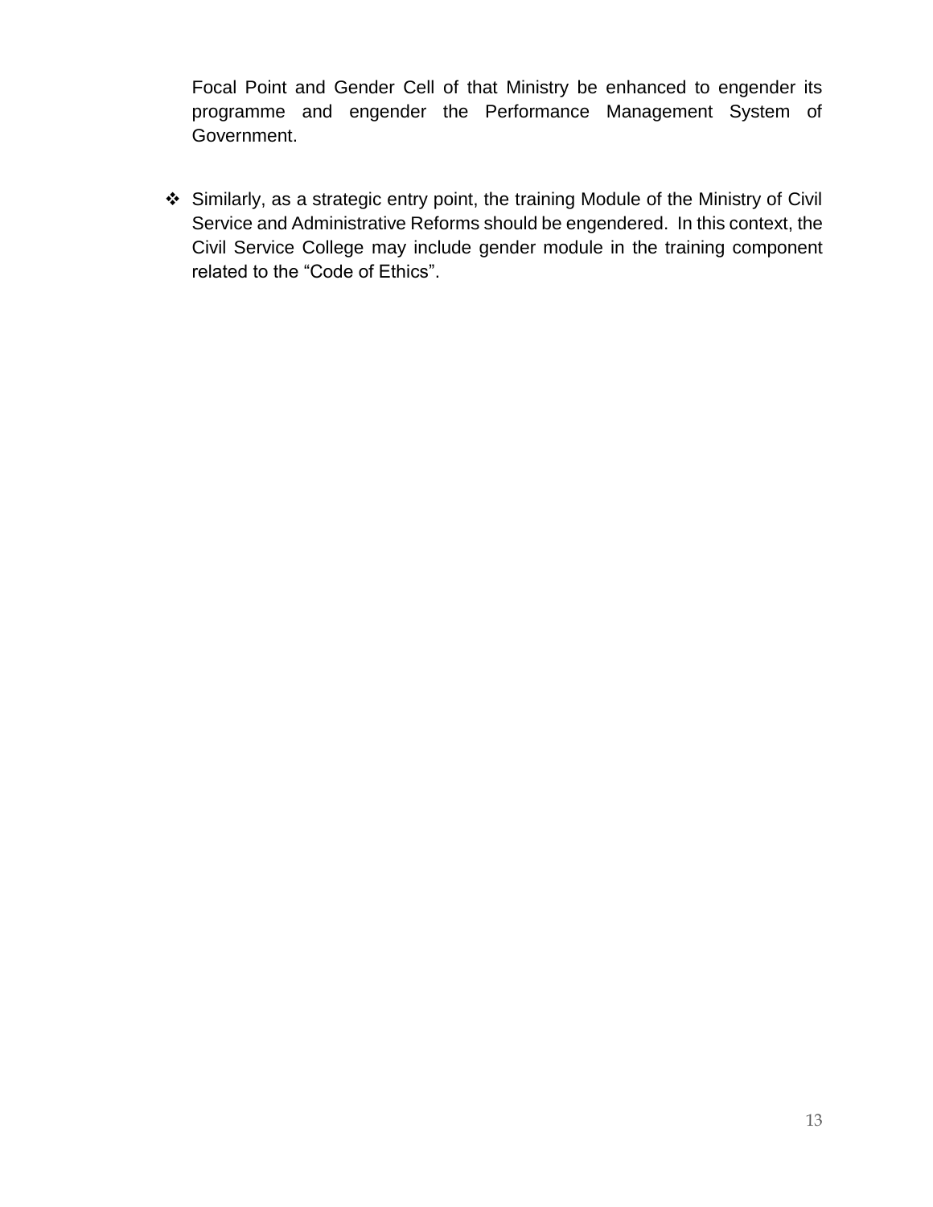Focal Point and Gender Cell of that Ministry be enhanced to engender its programme and engender the Performance Management System of Government.

- Similarly, as a strategic entry point, the training Module of the Ministry of Civil Service and Administrative Reforms should be engendered. In this context, the Civil Service College may include gender module in the training component related to the “Code of Ethics”.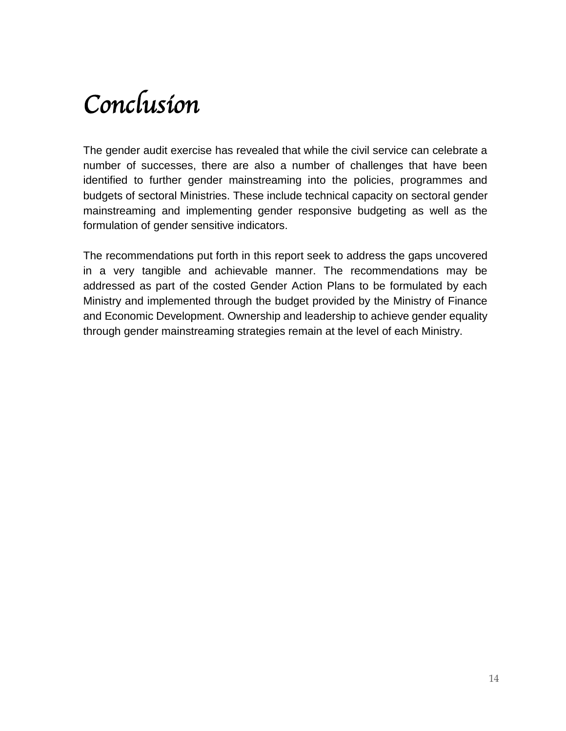# Conclusion

The gender audit exercise has revealed that while the civil service can celebrate a number of successes, there are also a number of challenges that have been identified to further gender mainstreaming into the policies, programmes and budgets of sectoral Ministries. These include technical capacity on sectoral gender mainstreaming and implementing gender responsive budgeting as well as the formulation of gender sensitive indicators.

The recommendations put forth in this report seek to address the gaps uncovered in a very tangible and achievable manner. The recommendations may be addressed as part of the costed Gender Action Plans to be formulated by each Ministry and implemented through the budget provided by the Ministry of Finance and Economic Development. Ownership and leadership to achieve gender equality through gender mainstreaming strategies remain at the level of each Ministry.